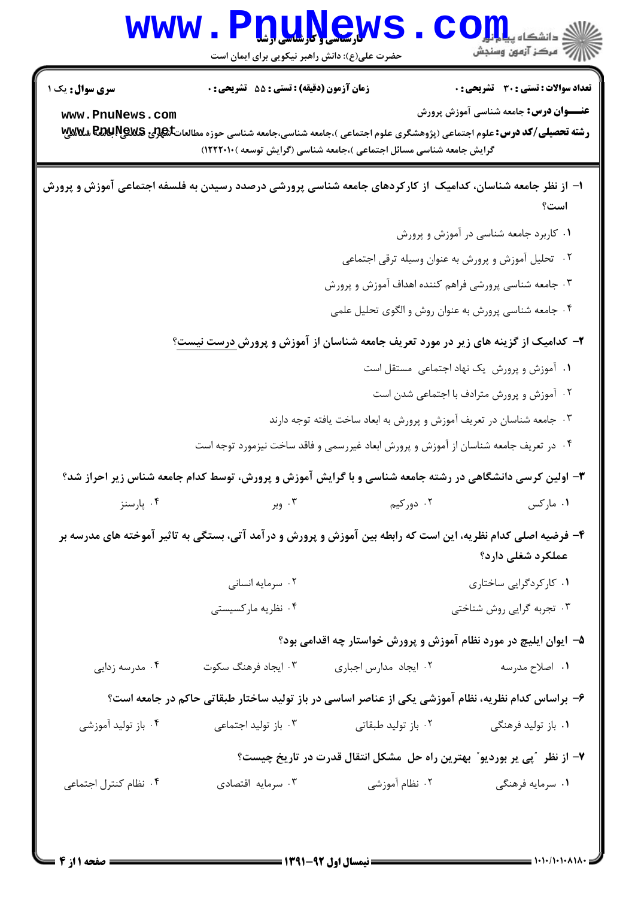**سری سوال:** یک ۱ | **زمان آزمون (دقیقه) : تستی : ۵۵ تشریحی : ۰** | **تعداد سوالات : تستی : ۳۰ تشریحی : ۰**

**عنـــوان درس:** جامعه شناسی آموزش پرورش

**رشته تحصیلی/کد درس:** علوم اجتماعی (پژوهشگری علوم اجتماعی )،جامعه شناسی،جامعه شناسی حوزه مطالعات شهری، علوم اجتماعی (گرایش جامعه شناسی مسائل اجتماعی )،جامعه شناسی (گرایش توسعه )۱۲۲۲۰۱۰

**۱- از نظر جامعه شناسان، کدامیک از کارکردهای جامعه شناسی پرورشی درصدد رسیدن به فلسفه اجتماعی آموزش و پرورش است؟**

۱. کاربرد جامعه شناسی در آموزش و پرورش

۲. تحلیل آموزش و پرورش به عنوان وسیله ترقی اجتماعی

۳. جامعه شناسی پرورشی فراهم کننده اهداف آموزش و پرورش

۴. جامعه شناسی پرورش به عنوان روش و الگوی تحلیل علمی

**۲- کدامیک از گزینه های زیر در مورد تعریف جامعه شناسان از آموزش و پرورش درست نیست؟**

۱. آموزش و پرورش یک نهاد اجتماعی مستقل است

۲. آموزش و پرورش مترادف با اجتماعی شدن است

۳. جامعه شناسان در تعریف آموزش و پرورش به ابعاد ساخت یافته توجه دارند

۴. در تعریف جامعه شناسان از آموزش و پرورش ابعاد غیررسمی و فاقد ساخت نیزمورد توجه است

**۳- اولین کرسی دانشگاهی در رشته جامعه شناسی و با گرایش آموزش و پرورش، توسط کدام جامعه شناس زیر احراز شد؟**

۱. مارکس　　۲. دورکیم　　۳. وبر　　۴. پارسنز

**۴- فرضیه اصلی کدام نظریه، این است که رابطه بین آموزش و پرورش و درآمد آتی، بستگی به تاثیر آموخته های مدرسه بر عملکرد شغلی دارد؟**

۱. کارکردگرایی ساختاری　　۲. سرمایه انسانی

۳. تجربه گرایی روش شناختی　　۴. نظریه مارکسیستی

**۵- ایوان ایلیچ در مورد نظام آموزش و پرورش خواستار چه اقدامی بود؟**

۱. اصلاح مدرسه　　۲. ایجاد مدارس اجباری　　۳. ایجاد فرهنگ سکوت　　۴. مدرسه زدایی

**۶- براساس کدام نظریه، نظام آموزشی یکی از عناصر اساسی در باز تولید ساختار طبقاتی حاکم در جامعه است؟**

۱. باز تولید فرهنگی　　۲. باز تولید طبقاتی　　۳. باز تولید اجتماعی　　۴. باز تولید آموزشی

**۷- از نظر "پی یر بوردیو" بهترین راه حل مشکل انتقال قدرت در تاریخ چیست؟**

۱. سرمایه فرهنگی　　۲. نظام آموزشی　　۳. سرمایه اقتصادی　　۴. نظام کنترل اجتماعی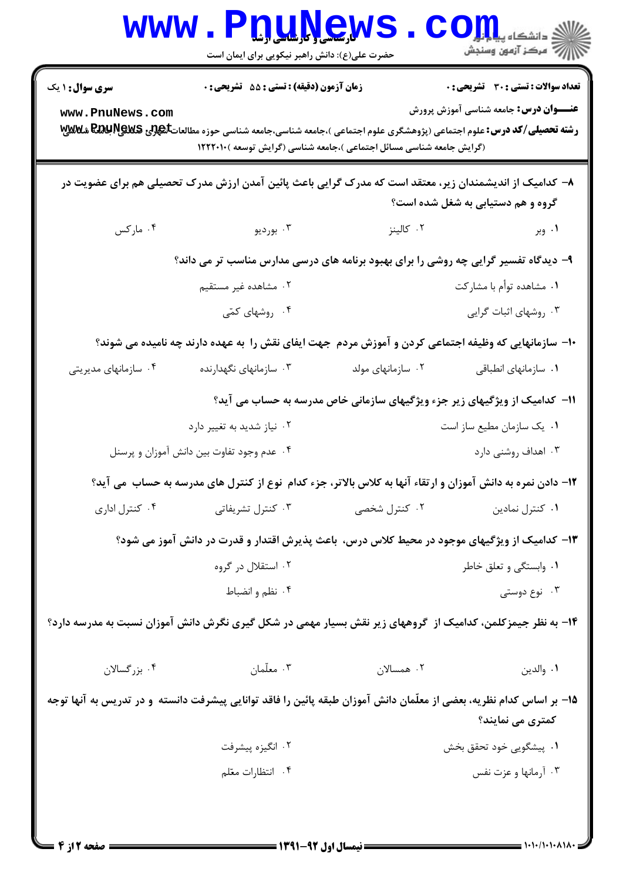**سری سوال:** ۱ یک | **زمان آزمون (دقیقه) : تستی :** ۵۵ **تشریحی :** ۰ | **تعداد سوالات : تستی :** ۳۰ **تشریحی :** ۰

**عنـــوان درس:** جامعه شناسی آموزش پرورش

**رشته تحصیلی/کد درس:** علوم اجتماعی (پژوهشگری علوم اجتماعی )،جامعه شناسی،جامعه شناسی حوزه مطالعات شهری (گرایش جامعه شناسی مسائل اجتماعی )،جامعه شناسی (گرایش توسعه )۱۲۲۲۰۱۰

۸- کدامیک از اندیشمندان زیر، معتقد است که مدرک گرایی باعث پائین آمدن ارزش مدرک تحصیلی هم برای عضویت در گروه و هم دستیابی به شغل شده است؟

۱. وبر
۲. کالینز
۳. بوردیو
۴. مارکس

۹- دیدگاه تفسیر گرایی چه روشی را برای بهبود برنامه های درسی مدارس مناسب تر می داند؟

۱. مشاهده توأم با مشارکت
۲. مشاهده غیر مستقیم
۳. روشهای اثبات گرایی
۴. روشهای کمّی

۱۰- سازمانهایی که وظیفه اجتماعی کردن و آموزش مردم جهت ایفای نقش را به عهده دارند چه نامیده می شوند؟

۱. سازمانهای انطباقی
۲. سازمانهای مولد
۳. سازمانهای نگهدارنده
۴. سازمانهای مدیریتی

۱۱- کدامیک از ویژگیهای زیر جزء ویژگیهای سازمانی خاص مدرسه به حساب می آید؟

۱. یک سازمان مطیع ساز است
۲. نیاز شدید به تغییر دارد
۳. اهداف روشنی دارد
۴. عدم وجود تفاوت بین دانش آموزان و پرسنل

۱۲- دادن نمره به دانش آموزان و ارتقاء آنها به کلاس بالاتر، جزء کدام نوع از کنترل های مدرسه به حساب می آید؟

۱. کنترل نمادین
۲. کنترل شخصی
۳. کنترل تشریفاتی
۴. کنترل اداری

۱۳- کدامیک از ویژگیهای موجود در محیط کلاس درس، باعث پذیرش اقتدار و قدرت در دانش آموز می شود؟

۱. وابستگی و تعلق خاطر
۲. استقلال در گروه
۳. نوع دوستی
۴. نظم و انضباط

۱۴- به نظر جیمزکلمن، کدامیک از گروههای زیر نقش بسیار مهمی در شکل گیری نگرش دانش آموزان نسبت به مدرسه دارد؟

۱. والدین
۲. همسالان
۳. معلّمان
۴. بزرگسالان

۱۵- بر اساس کدام نظریه، بعضی از معلّمان دانش آموزان طبقه پائین را فاقد توانایی پیشرفت دانسته و در تدریس به آنها توجه کمتری می نمایند؟

۱. پیشگویی خود تحقق بخش
۲. انگیزه پیشرفت
۳. آرمانها و عزت نفس
۴. انتظارات معلّم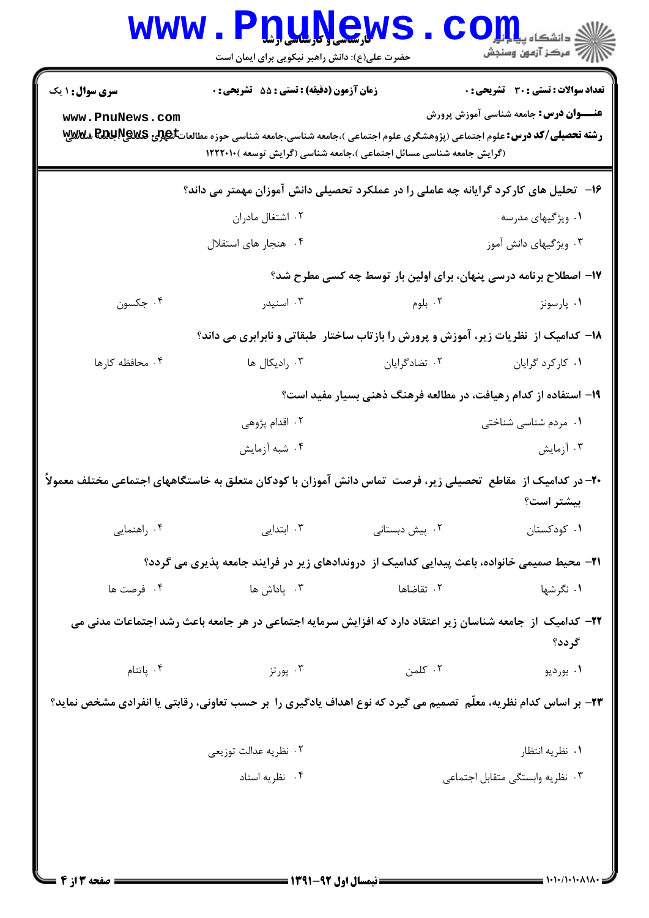**سری سوال:** ۱ یک

**زمان آزمون (دقیقه) : تستی :** ۵۵ **تشریحی :** ۰

**تعداد سوالات : تستی :** ۳۰ **تشریحی :** ۰

**عنـــوان درس:** جامعه شناسی آموزش پرورش

**رشته تحصیلی/کد درس:** علوم اجتماعی (پژوهشگری علوم اجتماعی )،جامعه شناسی،جامعه شناسی حوزه مطالعات شهری (گرایش جامعه شناسی مسائل اجتماعی )،جامعه شناسی (گرایش توسعه )۱۲۲۲۰۱۰

۱۶- تحلیل های کارکرد گرایانه چه عاملی را در عملکرد تحصیلی دانش آموزان مهمتر می داند؟

۱. ویژگیهای مدرسه
۲. اشتغال مادران
۳. ویژگیهای دانش آموز
۴. هنجار های استقلال

۱۷- اصطلاح برنامه درسی پنهان، برای اولین بار توسط چه کسی مطرح شد؟

۱. پارسونز
۲. بلوم
۳. اسنیدر
۴. جکسون

۱۸- کدامیک از نظریات زیر، آموزش و پرورش را بازتاب ساختار طبقاتی و نابرابری می داند؟

۱. کارکرد گرایان
۲. تضادگرایان
۳. رادیکال ها
۴. محافظه کارها

۱۹- استفاده از کدام رهیافت، در مطالعه فرهنگ ذهنی بسیار مفید است؟

۱. مردم شناسی شناختی
۲. اقدام پژوهی
۳. آزمایش
۴. شبه آزمایش

۲۰- در کدامیک از مقاطع تحصیلی زیر، فرصت تماس دانش آموزان با کودکان متعلق به خاستگاههای اجتماعی مختلف معمولاً بیشتر است؟

۱. کودکستان
۲. پیش دبستانی
۳. ابتدایی
۴. راهنمایی

۲۱- محیط صمیمی خانواده، باعث پیدایی کدامیک از درونداهای زیر در فرایند جامعه پذیری می گردد؟

۱. نگرشها
۲. تقاضاها
۳. پاداش ها
۴. فرصت ها

۲۲- کدامیک از جامعه شناسان زیر اعتقاد دارد که افزایش سرمایه اجتماعی در هر جامعه باعث رشد اجتماعات مدنی می گردد؟

۱. بوردیو
۲. کلمن
۳. پورتز
۴. پاتنام

۲۳- بر اساس کدام نظریه، معلّم تصمیم می گیرد که نوع اهداف یادگیری را بر حسب تعاونی، رقابتی یا انفرادی مشخص نماید؟

۱. نظریه انتظار
۲. نظریه عدالت توزیعی
۳. نظریه وابستگی متقابل اجتماعی
۴. نظریه اسناد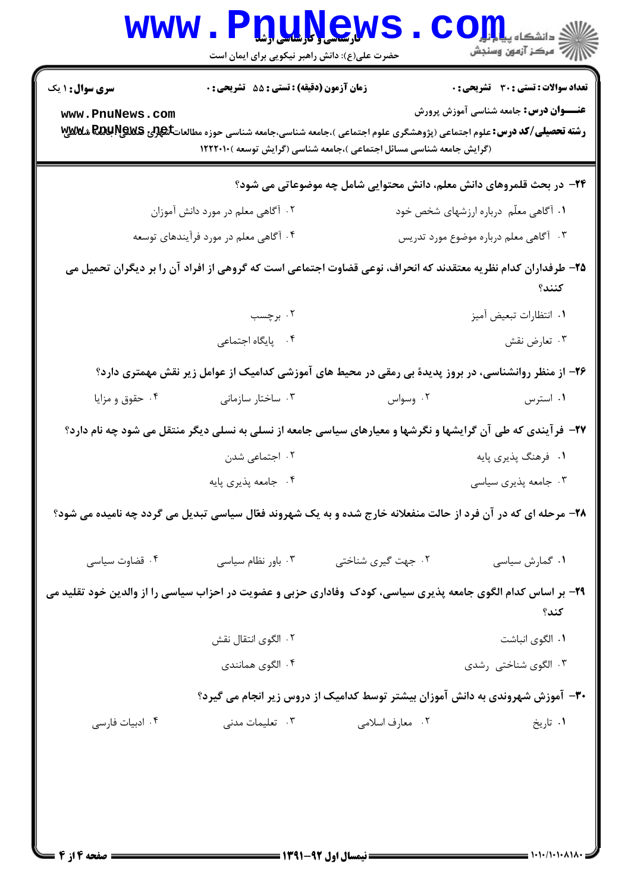**سری سوال:** ۱ یک

**زمان آزمون (دقیقه) : تستی : ۵۵ تشریحی : ۰**

**تعداد سوالات : تستی : ۳۰ تشریحی : ۰**

**عنـــوان درس:** جامعه شناسی آموزش پرورش

**رشته تحصیلی/کد درس:** علوم اجتماعی (پژوهشگری علوم اجتماعی )،جامعه شناسی،جامعه شناسی حوزه مطالعات شهری، علوم اجتماعی (گرایش جامعه شناسی مسائل اجتماعی )،جامعه شناسی (گرایش توسعه )۱۲۲۲۰۱۰

**۲۴- در بحث قلمروهای دانش معلم، دانش محتوایی شامل چه موضوعاتی می شود؟**

۱. آگاهی معلّم درباره ارزشهای شخص خود

۲. آگاهی معلم در مورد دانش آموزان

۳. آگاهی معلم درباره موضوع مورد تدریس

۴. آگاهی معلم در مورد فرآیندهای توسعه

**۲۵- طرفداران کدام نظریه معتقدند که انحراف، نوعی قضاوت اجتماعی است که گروهی از افراد آن را بر دیگران تحمیل می کنند؟**

۱. انتظارات تبعیض آمیز

۲. برچسب

۳. تعارض نقش

۴. پایگاه اجتماعی

**۲۶- از منظر روانشناسی، در بروز پدیدهٔ بی رمقی در محیط های آموزشی کدامیک از عوامل زیر نقش مهمتری دارد؟**

۱. استرس

۲. وسواس

۳. ساختار سازمانی

۴. حقوق و مزایا

**۲۷- فرآیندی که طی آن گرایشها و نگرشها و معیارهای سیاسی جامعه از نسلی به نسلی دیگر منتقل می شود چه نام دارد؟**

۱. فرهنگ پذیری پایه

۲. اجتماعی شدن

۳. جامعه پذیری سیاسی

۴. جامعه پذیری پایه

**۲۸- مرحله ای که در آن فرد از حالت منفعلانه خارج شده و به یک شهروند فعّال سیاسی تبدیل می گردد چه نامیده می شود؟**

۱. گمارش سیاسی

۲. جهت گیری شناختی

۳. باور نظام سیاسی

۴. قضاوت سیاسی

**۲۹- بر اساس کدام الگوی جامعه پذیری سیاسی، کودک وفاداری حزبی و عضویت در احزاب سیاسی را از والدین خود تقلید می کند؟**

۱. الگوی انباشت

۲. الگوی انتقال نقش

۳. الگوی شناختی رشدی

۴. الگوی همانندی

**۳۰- آموزش شهروندی به دانش آموزان بیشتر توسط کدامیک از دروس زیر انجام می گیرد؟**

۱. تاریخ

۲. معارف اسلامی

۳. تعلیمات مدنی

۴. ادبیات فارسی